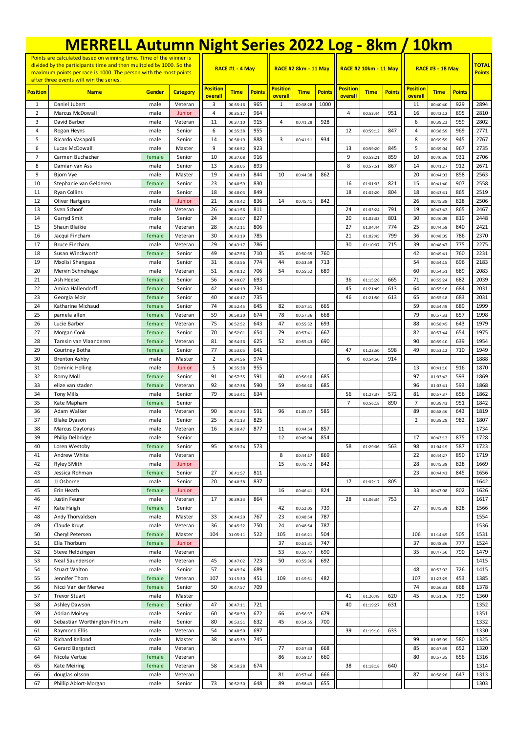# MERRELL Autumn Night Series 2022 Log - 8km / 10km

Points are calculated based on winning time. Time of the winner is divided by the participants time and then mulitpled by 1000. So the maximum points per race is 1000. The person with the most points after three events will win the series.

| | | | | RACE #1 - 4 May | | | RACE #2 8km - 11 May | | | RACE #2 10km - 11 May | | | RACE #3 - 18 May | | | TOTAL Points |
|---|---|---|---|---|---|---|---|---|---|---|---|---|---|---|---|---|
| Position | Name | Gender | Category | Position overall | Time | Points | Position overall | Time | Points | Position overall | Time | Points | Position overall | Time | Points | |
| 1 | Daniel Jubert | male | Veteran | 3 | 00:35:16 | 965 | 1 | 00:38:28 | 1000 | | | | 11 | 00:40:40 | 929 | 2894 |
| 2 | Marcus McDowall | male | Junior | 4 | 00:35:17 | 964 | | | | 4 | 00:52:44 | 951 | 16 | 00:42:12 | 895 | 2810 |
| 3 | David Barber | male | Veteran | 11 | 00:37:10 | 915 | 4 | 00:41:28 | 928 | | | | 6 | 00:39:23 | 959 | 2802 |
| 4 | Rogan Heyns | male | Senior | 6 | 00:35:38 | 955 | | | | 12 | 00:59:12 | 847 | 4 | 00:38:59 | 969 | 2771 |
| 5 | Ricardo Vasapolli | male | Senior | 14 | 00:38:19 | 888 | 3 | 00:41:11 | 934 | | | | 8 | 00:39:59 | 945 | 2767 |
| 6 | Lucas McDowall | male | Master | 9 | 00:36:52 | 923 | | | | 13 | 00:59:20 | 845 | 5 | 00:39:04 | 967 | 2735 |
| 7 | Carmen Buchacher | female | Senior | 10 | 00:37:08 | 916 | | | | 9 | 00:58:21 | 859 | 10 | 00:40:36 | 931 | 2706 |
| 8 | Damian van Ass | male | Senior | 13 | 00:38:05 | 893 | | | | 8 | 00:57:51 | 867 | 14 | 00:41:27 | 912 | 2671 |
| 9 | Bjorn Vye | male | Master | 19 | 00:40:19 | 844 | 10 | 00:44:38 | 862 | | | | 20 | 00:44:03 | 858 | 2563 |
| 10 | Stephanie van Gelderen | female | Senior | 23 | 00:40:59 | 830 | | | | 16 | 01:01:03 | 821 | 15 | 00:41:40 | 907 | 2558 |
| 11 | Ryan Collins | male | Senior | 18 | 00:40:03 | 849 | | | | 18 | 01:02:20 | 804 | 18 | 00:43:41 | 865 | 2519 |
| 12 | Oliver Hartgers | male | Junior | 21 | 00:40:42 | 836 | 14 | 00:45:41 | 842 | | | | 26 | 00:45:38 | 828 | 2506 |
| 13 | Sven Schoof | male | Veteran | 26 | 00:41:56 | 811 | | | | 24 | 01:03:24 | 791 | 19 | 00:43:42 | 865 | 2467 |
| 14 | Garryd Smit | male | Senior | 24 | 00:41:07 | 827 | | | | 20 | 01:02:33 | 801 | 30 | 00:46:09 | 819 | 2448 |
| 15 | Shaun Blaikie | male | Veteran | 28 | 00:42:11 | 806 | | | | 27 | 01:04:44 | 774 | 25 | 00:44:59 | 840 | 2421 |
| 16 | Jacqui Fincham | female | Veteran | 30 | 00:43:19 | 785 | | | | 21 | 01:02:45 | 799 | 36 | 00:48:05 | 786 | 2370 |
| 17 | Bruce Fincham | male | Veteran | 29 | 00:43:17 | 786 | | | | 30 | 01:10:07 | 715 | 39 | 00:48:47 | 775 | 2275 |
| 18 | Susan Winckworth | female | Senior | 49 | 00:47:56 | 710 | 35 | 00:50:35 | 760 | | | | 42 | 00:49:41 | 760 | 2231 |
| 19 | Mxolisi Shangase | male | Senior | 31 | 00:43:56 | 774 | 44 | 00:53:59 | 713 | | | | 54 | 00:54:15 | 696 | 2183 |
| 20 | Mervin Schnehage | male | Veteran | 51 | 00:48:12 | 706 | 54 | 00:55:52 | 689 | | | | 60 | 00:54:51 | 689 | 2083 |
| 21 | Ash Heese | female | Senior | 56 | 00:49:07 | 693 | | | | 36 | 01:15:26 | 665 | 71 | 00:55:24 | 682 | 2039 |
| 22 | Amica Hallendorff | female | Senior | 42 | 00:46:19 | 734 | | | | 45 | 01:21:49 | 613 | 64 | 00:55:16 | 684 | 2031 |
| 23 | Georgia Moir | female | Senior | 40 | 00:46:17 | 735 | | | | 46 | 01:21:50 | 613 | 65 | 00:55:18 | 683 | 2031 |
| 24 | Katharine Michaud | female | Senior | 74 | 00:52:45 | 645 | 82 | 00:57:51 | 665 | | | | 59 | 00:54:49 | 689 | 1999 |
| 25 | pamela allen | female | Veteran | 59 | 00:50:30 | 674 | 78 | 00:57:36 | 668 | | | | 79 | 00:57:33 | 657 | 1998 |
| 26 | Lucie Barber | female | Veteran | 75 | 00:52:52 | 643 | 47 | 00:55:32 | 693 | | | | 88 | 00:58:45 | 643 | 1979 |
| 27 | Morgan Cook | female | Senior | 70 | 00:52:01 | 654 | 79 | 00:57:41 | 667 | | | | 82 | 00:57:44 | 654 | 1975 |
| 28 | Tamsin van Vlaanderen | female | Veteran | 81 | 00:54:26 | 625 | 52 | 00:55:43 | 690 | | | | 90 | 00:59:10 | 639 | 1954 |
| 29 | Courtney Botha | female | Senior | 77 | 00:53:05 | 641 | | | | 47 | 01:23:50 | 598 | 49 | 00:53:12 | 710 | 1949 |
| 30 | Brenton Ashby | male | Master | 2 | 00:34:56 | 974 | | | | 6 | 00:54:50 | 914 | | | | 1888 |
| 31 | Dominic Holling | male | Junior | 5 | 00:35:38 | 955 | | | | | | | 13 | 00:41:16 | 916 | 1870 |
| 32 | Romy Moll | female | Senior | 91 | 00:57:35 | 591 | 60 | 00:56:10 | 685 | | | | 97 | 01:03:42 | 593 | 1869 |
| 33 | elize van staden | female | Veteran | 92 | 00:57:38 | 590 | 59 | 00:56:10 | 685 | | | | 96 | 01:03:41 | 593 | 1868 |
| 34 | Tony Mills | male | Senior | 79 | 00:53:41 | 634 | | | | 56 | 01:27:37 | 572 | 81 | 00:57:37 | 656 | 1862 |
| 35 | Kate Mapham | female | Senior | | | | | | | 7 | 00:56:18 | 890 | 7 | 00:39:43 | 951 | 1842 |
| 36 | Adam Walker | male | Veteran | 90 | 00:57:33 | 591 | 96 | 01:05:47 | 585 | | | | 89 | 00:58:46 | 643 | 1819 |
| 37 | Blake Dyason | male | Senior | 25 | 00:41:13 | 825 | | | | | | | 2 | 00:38:29 | 982 | 1807 |
| 38 | Marcus Daytonas | male | Veteran | 16 | 00:38:47 | 877 | 11 | 00:44:54 | 857 | | | | | | | 1734 |
| 39 | Philip Delbridge | male | Senior | | | | 12 | 00:45:04 | 854 | | | | 17 | 00:43:12 | 875 | 1728 |
| 40 | Loren Westoby | female | Senior | 95 | 00:59:24 | 573 | | | | 58 | 01:29:06 | 563 | 98 | 01:04:19 | 587 | 1723 |
| 41 | Andrew White | male | Veteran | | | | 8 | 00:44:17 | 869 | | | | 22 | 00:44:27 | 850 | 1719 |
| 42 | Ryley SMith | male | Junior | | | | 15 | 00:45:42 | 842 | | | | 28 | 00:45:39 | 828 | 1669 |
| 43 | Jessica Rohman | female | Senior | 27 | 00:41:57 | 811 | | | | | | | 23 | 00:44:43 | 845 | 1656 |
| 44 | JJ Osborne | male | Senior | 20 | 00:40:38 | 837 | | | | 17 | 01:02:17 | 805 | | | | 1642 |
| 45 | Erin Heath | female | Junior | | | | 16 | 00:46:41 | 824 | | | | 33 | 00:47:08 | 802 | 1626 |
| 46 | Justin Feurer | male | Veteran | 17 | 00:39:23 | 864 | | | | 28 | 01:06:34 | 753 | | | | 1617 |
| 47 | Kate Haigh | female | Senior | | | | 42 | 00:52:05 | 739 | | | | 27 | 00:45:39 | 828 | 1566 |
| 48 | Andy Thorvaldsen | male | Master | 33 | 00:44:20 | 767 | 23 | 00:48:54 | 787 | | | | | | | 1554 |
| 49 | Claude Kruyt | male | Veteran | 36 | 00:45:22 | 750 | 24 | 00:48:54 | 787 | | | | | | | 1536 |
| 50 | Cheryl Petersen | female | Master | 104 | 01:05:11 | 522 | 105 | 01:16:21 | 504 | | | | 106 | 01:14:45 | 505 | 1531 |
| 51 | Ella Thorburn | female | Junior | | | | 37 | 00:51:31 | 747 | | | | 37 | 00:48:36 | 777 | 1524 |
| 52 | Steve Heldzingen | male | Veteran | | | | 53 | 00:55:47 | 690 | | | | 35 | 00:47:50 | 790 | 1479 |
| 53 | Neal Saunderson | male | Veteran | 45 | 00:47:02 | 723 | 50 | 00:55:36 | 692 | | | | | | | 1415 |
| 54 | Stuart Walton | male | Senior | 57 | 00:49:24 | 689 | | | | | | | 48 | 00:52:02 | 726 | 1415 |
| 55 | Jennifer Thom | female | Veteran | 107 | 01:15:30 | 451 | 109 | 01:19:51 | 482 | | | | 107 | 01:23:29 | 453 | 1385 |
| 56 | Nicci Van der Merwe | female | Senior | 50 | 00:47:57 | 709 | | | | | | | 74 | 00:56:33 | 668 | 1378 |
| 57 | Trevor Stuart | male | Master | | | | | | | 41 | 01:20:48 | 620 | 45 | 00:51:06 | 739 | 1360 |
| 58 | Ashley Dawson | female | Senior | 47 | 00:47:11 | 721 | | | | 40 | 01:19:27 | 631 | | | | 1352 |
| 59 | Adrian Moisey | male | Senior | 60 | 00:50:39 | 672 | 66 | 00:56:37 | 679 | | | | | | | 1351 |
| 60 | Sebastian Worthington-Fitnum | male | Senior | 80 | 00:53:51 | 632 | 45 | 00:54:55 | 700 | | | | | | | 1332 |
| 61 | Raymond Ellis | male | Veteran | 54 | 00:48:50 | 697 | | | | 39 | 01:19:10 | 633 | | | | 1330 |
| 62 | Richard Kellond | male | Master | 38 | 00:45:39 | 745 | | | | | | | 99 | 01:05:09 | 580 | 1325 |
| 63 | Gerard Bergstedt | male | Veteran | | | | 77 | 00:57:33 | 668 | | | | 85 | 00:57:59 | 652 | 1320 |
| 64 | Nicola Vertue | female | Veteran | | | | 86 | 00:58:17 | 660 | | | | 80 | 00:57:35 | 656 | 1316 |
| 65 | Kate Meiring | female | Veteran | 58 | 00:50:28 | 674 | | | | 38 | 01:18:18 | 640 | | | | 1314 |
| 66 | douglas olsson | male | Veteran | | | | 81 | 00:57:46 | 666 | | | | 87 | 00:58:26 | 647 | 1313 |
| 67 | Phillip Ablort-Morgan | male | Senior | 73 | 00:52:30 | 648 | 89 | 00:58:43 | 655 | | | | | | | 1303 |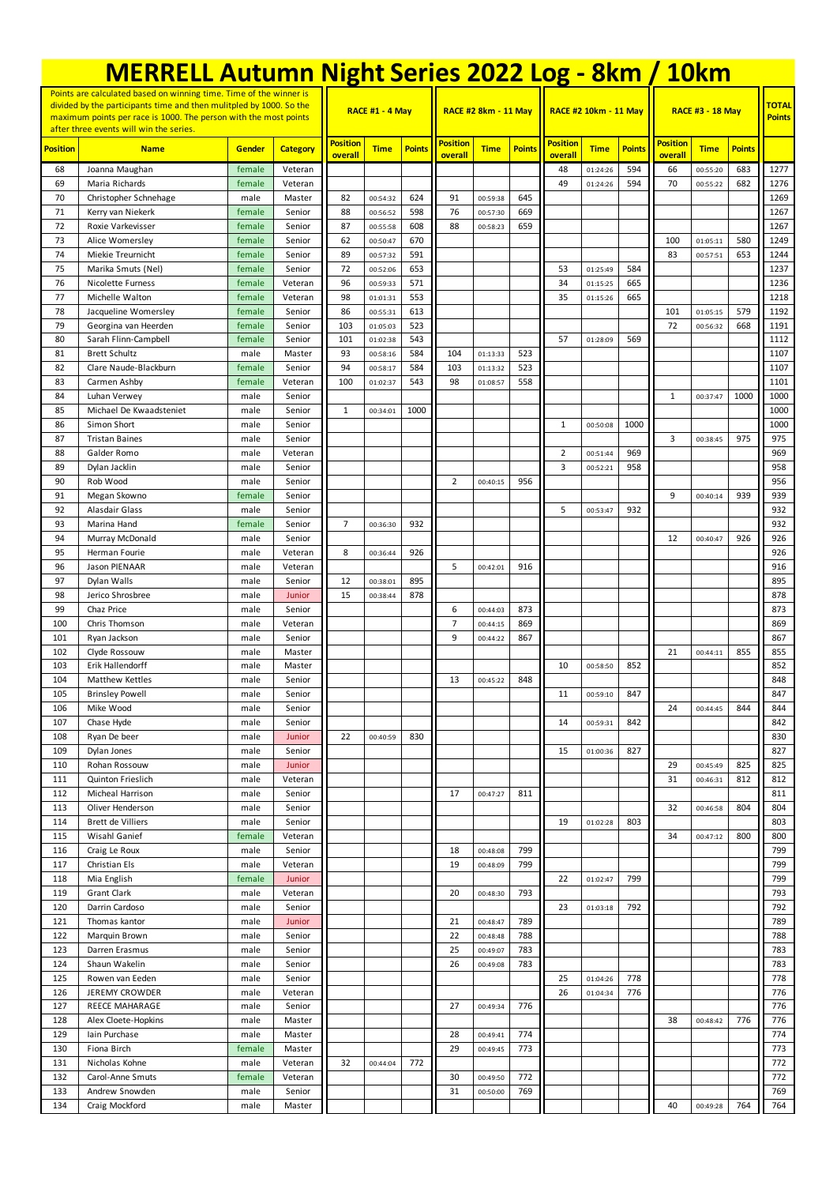# MERRELL Autumn Night Series 2022 Log - 8km / 10km

| Points are calculated based on winning time. Time of the winner is divided by the participants time and then mulitpled by 1000. So the maximum points per race is 1000. The person with the most points after three events will win the series. | | | | RACE #1 - 4 May | | | RACE #2 8km - 11 May | | | RACE #2 10km - 11 May | | | RACE #3 - 18 May | | | TOTAL Points |
|---|---|---|---|---|---|---|---|---|---|---|---|---|---|---|---|---|
| **Position** | **Name** | **Gender** | **Category** | **Position overall** | **Time** | **Points** | **Position overall** | **Time** | **Points** | **Position overall** | **Time** | **Points** | **Position overall** | **Time** | **Points** | |
| 68 | Joanna Maughan | female | Veteran | | | | | | | 48 | 01:24:26 | 594 | 66 | 00:55:20 | 683 | 1277 |
| 69 | Maria Richards | female | Veteran | | | | | | | 49 | 01:24:26 | 594 | 70 | 00:55:22 | 682 | 1276 |
| 70 | Christopher Schnehage | male | Master | 82 | 00:54:32 | 624 | 91 | 00:59:38 | 645 | | | | | | | 1269 |
| 71 | Kerry van Niekerk | female | Senior | 88 | 00:56:52 | 598 | 76 | 00:57:30 | 669 | | | | | | | 1267 |
| 72 | Roxie Varkevisser | female | Senior | 87 | 00:55:58 | 608 | 88 | 00:58:23 | 659 | | | | | | | 1267 |
| 73 | Alice Womersley | female | Senior | 62 | 00:50:47 | 670 | | | | | | | 100 | 01:05:11 | 580 | 1249 |
| 74 | Miekie Treurnicht | female | Senior | 89 | 00:57:32 | 591 | | | | | | | 83 | 00:57:51 | 653 | 1244 |
| 75 | Marika Smuts (Nel) | female | Senior | 72 | 00:52:06 | 653 | | | | 53 | 01:25:49 | 584 | | | | 1237 |
| 76 | Nicolette Furness | female | Veteran | 96 | 00:59:33 | 571 | | | | 34 | 01:15:25 | 665 | | | | 1236 |
| 77 | Michelle Walton | female | Veteran | 98 | 01:01:31 | 553 | | | | 35 | 01:15:26 | 665 | | | | 1218 |
| 78 | Jacqueline Womersley | female | Senior | 86 | 00:55:31 | 613 | | | | | | | 101 | 01:05:15 | 579 | 1192 |
| 79 | Georgina van Heerden | female | Senior | 103 | 01:05:03 | 523 | | | | | | | 72 | 00:56:32 | 668 | 1191 |
| 80 | Sarah Flinn-Campbell | female | Senior | 101 | 01:02:38 | 543 | | | | 57 | 01:28:09 | 569 | | | | 1112 |
| 81 | Brett Schultz | male | Master | 93 | 00:58:16 | 584 | 104 | 01:13:33 | 523 | | | | | | | 1107 |
| 82 | Clare Naude-Blackburn | female | Senior | 94 | 00:58:17 | 584 | 103 | 01:13:32 | 523 | | | | | | | 1107 |
| 83 | Carmen Ashby | female | Veteran | 100 | 01:02:37 | 543 | 98 | 01:08:57 | 558 | | | | | | | 1101 |
| 84 | Luhan Verwey | male | Senior | | | | | | | | | | 1 | 00:37:47 | 1000 | 1000 |
| 85 | Michael De Kwaadsteniet | male | Senior | 1 | 00:34:01 | 1000 | | | | | | | | | | 1000 |
| 86 | Simon Short | male | Senior | | | | | | | 1 | 00:50:08 | 1000 | | | | 1000 |
| 87 | Tristan Baines | male | Senior | | | | | | | | | | 3 | 00:38:45 | 975 | 975 |
| 88 | Galder Romo | male | Veteran | | | | | | | 2 | 00:51:44 | 969 | | | | 969 |
| 89 | Dylan Jacklin | male | Senior | | | | | | | 3 | 00:52:21 | 958 | | | | 958 |
| 90 | Rob Wood | male | Senior | | | | 2 | 00:40:15 | 956 | | | | | | | 956 |
| 91 | Megan Skowno | female | Senior | | | | | | | | | | 9 | 00:40:14 | 939 | 939 |
| 92 | Alasdair Glass | male | Senior | | | | | | | 5 | 00:53:47 | 932 | | | | 932 |
| 93 | Marina Hand | female | Senior | 7 | 00:36:30 | 932 | | | | | | | | | | 932 |
| 94 | Murray McDonald | male | Senior | | | | | | | | | | 12 | 00:40:47 | 926 | 926 |
| 95 | Herman Fourie | male | Veteran | 8 | 00:36:44 | 926 | | | | | | | | | | 926 |
| 96 | Jason PIENAAR | male | Veteran | | | | 5 | 00:42:01 | 916 | | | | | | | 916 |
| 97 | Dylan Walls | male | Senior | 12 | 00:38:01 | 895 | | | | | | | | | | 895 |
| 98 | Jerico Shrosbree | male | Junior | 15 | 00:38:44 | 878 | | | | | | | | | | 878 |
| 99 | Chaz Price | male | Senior | | | | 6 | 00:44:03 | 873 | | | | | | | 873 |
| 100 | Chris Thomson | male | Veteran | | | | 7 | 00:44:15 | 869 | | | | | | | 869 |
| 101 | Ryan Jackson | male | Senior | | | | 9 | 00:44:22 | 867 | | | | | | | 867 |
| 102 | Clyde Rossouw | male | Master | | | | | | | | | | 21 | 00:44:11 | 855 | 855 |
| 103 | Erik Hallendorff | male | Master | | | | | | | 10 | 00:58:50 | 852 | | | | 852 |
| 104 | Matthew Kettles | male | Senior | | | | 13 | 00:45:22 | 848 | | | | | | | 848 |
| 105 | Brinsley Powell | male | Senior | | | | | | | 11 | 00:59:10 | 847 | | | | 847 |
| 106 | Mike Wood | male | Senior | | | | | | | | | | 24 | 00:44:45 | 844 | 844 |
| 107 | Chase Hyde | male | Senior | | | | | | | 14 | 00:59:31 | 842 | | | | 842 |
| 108 | Ryan De beer | male | Junior | 22 | 00:40:59 | 830 | | | | | | | | | | 830 |
| 109 | Dylan Jones | male | Senior | | | | | | | 15 | 01:00:36 | 827 | | | | 827 |
| 110 | Rohan Rossouw | male | Junior | | | | | | | | | | 29 | 00:45:49 | 825 | 825 |
| 111 | Quinton Frieslich | male | Veteran | | | | | | | | | | 31 | 00:46:31 | 812 | 812 |
| 112 | Micheal Harrison | male | Senior | | | | 17 | 00:47:27 | 811 | | | | | | | 811 |
| 113 | Oliver Henderson | male | Senior | | | | | | | | | | 32 | 00:46:58 | 804 | 804 |
| 114 | Brett de Villiers | male | Senior | | | | | | | 19 | 01:02:28 | 803 | | | | 803 |
| 115 | Wisahl Ganief | female | Veteran | | | | | | | | | | 34 | 00:47:12 | 800 | 800 |
| 116 | Craig Le Roux | male | Senior | | | | 18 | 00:48:08 | 799 | | | | | | | 799 |
| 117 | Christian Els | male | Veteran | | | | 19 | 00:48:09 | 799 | | | | | | | 799 |
| 118 | Mia English | female | Junior | | | | | | | 22 | 01:02:47 | 799 | | | | 799 |
| 119 | Grant Clark | male | Veteran | | | | 20 | 00:48:30 | 793 | | | | | | | 793 |
| 120 | Darrin Cardoso | male | Senior | | | | | | | 23 | 01:03:18 | 792 | | | | 792 |
| 121 | Thomas kantor | male | Junior | | | | 21 | 00:48:47 | 789 | | | | | | | 789 |
| 122 | Marquin Brown | male | Senior | | | | 22 | 00:48:48 | 788 | | | | | | | 788 |
| 123 | Darren Erasmus | male | Senior | | | | 25 | 00:49:07 | 783 | | | | | | | 783 |
| 124 | Shaun Wakelin | male | Senior | | | | 26 | 00:49:08 | 783 | | | | | | | 783 |
| 125 | Rowen van Eeden | male | Senior | | | | | | | 25 | 01:04:26 | 778 | | | | 778 |
| 126 | JEREMY CROWDER | male | Veteran | | | | | | | 26 | 01:04:34 | 776 | | | | 776 |
| 127 | REECE MAHARAGE | male | Senior | | | | 27 | 00:49:34 | 776 | | | | | | | 776 |
| 128 | Alex Cloete-Hopkins | male | Master | | | | | | | | | | 38 | 00:48:42 | 776 | 776 |
| 129 | Iain Purchase | male | Master | | | | 28 | 00:49:41 | 774 | | | | | | | 774 |
| 130 | Fiona Birch | female | Master | | | | 29 | 00:49:45 | 773 | | | | | | | 773 |
| 131 | Nicholas Kohne | male | Veteran | 32 | 00:44:04 | 772 | | | | | | | | | | 772 |
| 132 | Carol-Anne Smuts | female | Veteran | | | | 30 | 00:49:50 | 772 | | | | | | | 772 |
| 133 | Andrew Snowden | male | Senior | | | | 31 | 00:50:00 | 769 | | | | | | | 769 |
| 134 | Craig Mockford | male | Master | | | | | | | | | | 40 | 00:49:28 | 764 | 764 |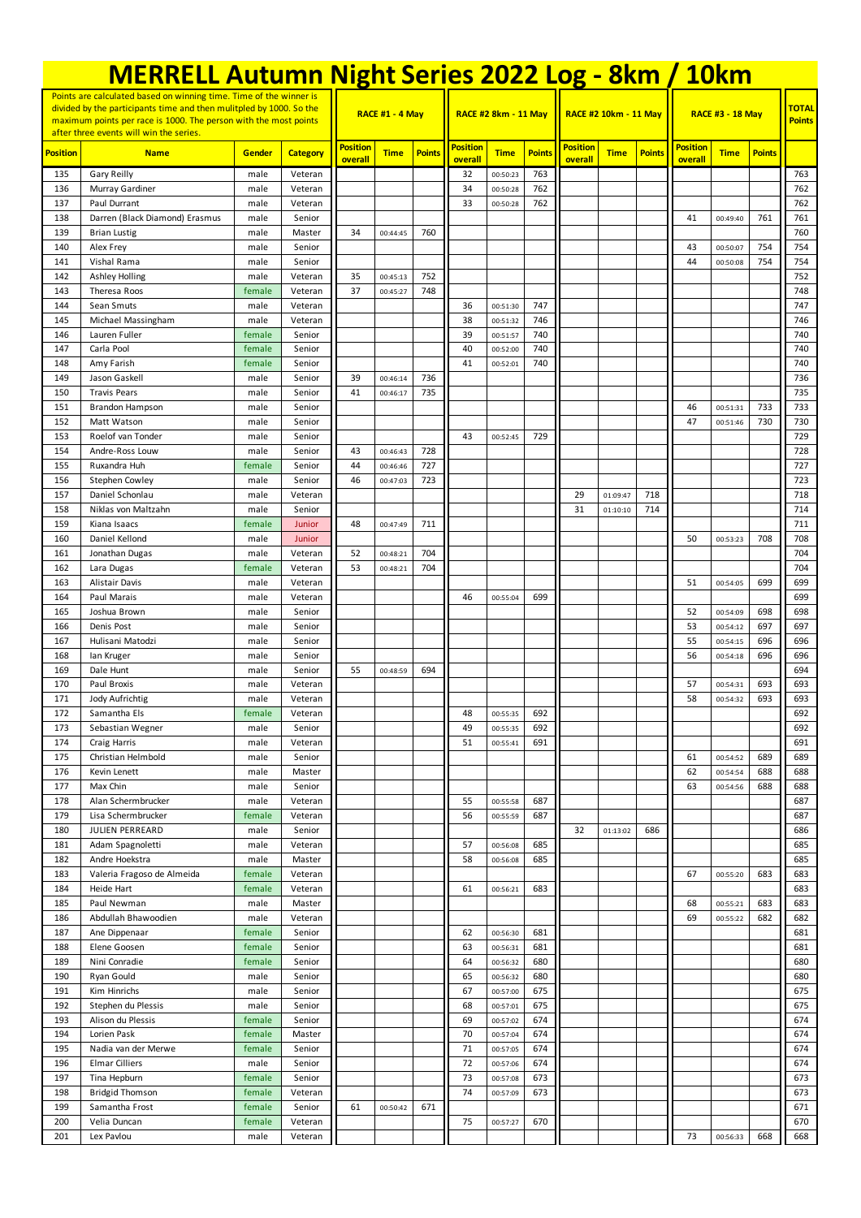# MERRELL Autumn Night Series 2022 Log - 8km / 10km

| Points are calculated based on winning time. Time of the winner is divided by the participants time and then mulitpled by 1000. So the maximum points per race is 1000. The person with the most points after three events will win the series. | | | | RACE #1 - 4 May | | | RACE #2 8km - 11 May | | | RACE #2 10km - 11 May | | | RACE #3 - 18 May | | | TOTAL Points |
|---|---|---|---|---|---|---|---|---|---|---|---|---|---|---|---|---|
| Position | Name | Gender | Category | Position overall | Time | Points | Position overall | Time | Points | Position overall | Time | Points | Position overall | Time | Points | |
| 135 | Gary Reilly | male | Veteran | | | | 32 | 00:50:23 | 763 | | | | | | | 763 |
| 136 | Murray Gardiner | male | Veteran | | | | 34 | 00:50:28 | 762 | | | | | | | 762 |
| 137 | Paul Durrant | male | Veteran | | | | 33 | 00:50:28 | 762 | | | | | | | 762 |
| 138 | Darren (Black Diamond) Erasmus | male | Senior | | | | | | | | | | 41 | 00:49:40 | 761 | 761 |
| 139 | Brian Lustig | male | Master | 34 | 00:44:45 | 760 | | | | | | | | | | 760 |
| 140 | Alex Frey | male | Senior | | | | | | | | | | 43 | 00:50:07 | 754 | 754 |
| 141 | Vishal Rama | male | Senior | | | | | | | | | | 44 | 00:50:08 | 754 | 754 |
| 142 | Ashley Holling | male | Veteran | 35 | 00:45:13 | 752 | | | | | | | | | | 752 |
| 143 | Theresa Roos | female | Veteran | 37 | 00:45:27 | 748 | | | | | | | | | | 748 |
| 144 | Sean Smuts | male | Veteran | | | | 36 | 00:51:30 | 747 | | | | | | | 747 |
| 145 | Michael Massingham | male | Veteran | | | | 38 | 00:51:32 | 746 | | | | | | | 746 |
| 146 | Lauren Fuller | female | Senior | | | | 39 | 00:51:57 | 740 | | | | | | | 740 |
| 147 | Carla Pool | female | Senior | | | | 40 | 00:52:00 | 740 | | | | | | | 740 |
| 148 | Amy Farish | female | Senior | | | | 41 | 00:52:01 | 740 | | | | | | | 740 |
| 149 | Jason Gaskell | male | Senior | 39 | 00:46:14 | 736 | | | | | | | | | | 736 |
| 150 | Travis Pears | male | Senior | 41 | 00:46:17 | 735 | | | | | | | | | | 735 |
| 151 | Brandon Hampson | male | Senior | | | | | | | | | | 46 | 00:51:31 | 733 | 733 |
| 152 | Matt Watson | male | Senior | | | | | | | | | | 47 | 00:51:46 | 730 | 730 |
| 153 | Roelof van Tonder | male | Senior | | | | 43 | 00:52:45 | 729 | | | | | | | 729 |
| 154 | Andre-Ross Louw | male | Senior | 43 | 00:46:43 | 728 | | | | | | | | | | 728 |
| 155 | Ruxandra Huh | female | Senior | 44 | 00:46:46 | 727 | | | | | | | | | | 727 |
| 156 | Stephen Cowley | male | Senior | 46 | 00:47:03 | 723 | | | | | | | | | | 723 |
| 157 | Daniel Schonlau | male | Veteran | | | | | | | 29 | 01:09:47 | 718 | | | | 718 |
| 158 | Niklas von Maltzahn | male | Senior | | | | | | | 31 | 01:10:10 | 714 | | | | 714 |
| 159 | Kiana Isaacs | female | Junior | 48 | 00:47:49 | 711 | | | | | | | | | | 711 |
| 160 | Daniel Kellond | male | Junior | | | | | | | | | | 50 | 00:53:23 | 708 | 708 |
| 161 | Jonathan Dugas | male | Veteran | 52 | 00:48:21 | 704 | | | | | | | | | | 704 |
| 162 | Lara Dugas | female | Veteran | 53 | 00:48:21 | 704 | | | | | | | | | | 704 |
| 163 | Alistair Davis | male | Veteran | | | | | | | | | | 51 | 00:54:05 | 699 | 699 |
| 164 | Paul Marais | male | Veteran | | | | 46 | 00:55:04 | 699 | | | | | | | 699 |
| 165 | Joshua Brown | male | Senior | | | | | | | | | | 52 | 00:54:09 | 698 | 698 |
| 166 | Denis Post | male | Senior | | | | | | | | | | 53 | 00:54:12 | 697 | 697 |
| 167 | Hulisani Matodzi | male | Senior | | | | | | | | | | 55 | 00:54:15 | 696 | 696 |
| 168 | Ian Kruger | male | Senior | | | | | | | | | | 56 | 00:54:18 | 696 | 696 |
| 169 | Dale Hunt | male | Senior | 55 | 00:48:59 | 694 | | | | | | | | | | 694 |
| 170 | Paul Broxis | male | Veteran | | | | | | | | | | 57 | 00:54:31 | 693 | 693 |
| 171 | Jody Aufrichtig | male | Veteran | | | | | | | | | | 58 | 00:54:32 | 693 | 693 |
| 172 | Samantha Els | female | Veteran | | | | 48 | 00:55:35 | 692 | | | | | | | 692 |
| 173 | Sebastian Wegner | male | Senior | | | | 49 | 00:55:35 | 692 | | | | | | | 692 |
| 174 | Craig Harris | male | Veteran | | | | 51 | 00:55:41 | 691 | | | | | | | 691 |
| 175 | Christian Helmbold | male | Senior | | | | | | | | | | 61 | 00:54:52 | 689 | 689 |
| 176 | Kevin Lenett | male | Master | | | | | | | | | | 62 | 00:54:54 | 688 | 688 |
| 177 | Max Chin | male | Senior | | | | | | | | | | 63 | 00:54:56 | 688 | 688 |
| 178 | Alan Schermbrucker | male | Veteran | | | | 55 | 00:55:58 | 687 | | | | | | | 687 |
| 179 | Lisa Schermbrucker | female | Veteran | | | | 56 | 00:55:59 | 687 | | | | | | | 687 |
| 180 | JULIEN PERREARD | male | Senior | | | | | | | 32 | 01:13:02 | 686 | | | | 686 |
| 181 | Adam Spagnoletti | male | Veteran | | | | 57 | 00:56:08 | 685 | | | | | | | 685 |
| 182 | Andre Hoekstra | male | Master | | | | 58 | 00:56:08 | 685 | | | | | | | 685 |
| 183 | Valeria Fragoso de Almeida | female | Veteran | | | | | | | | | | 67 | 00:55:20 | 683 | 683 |
| 184 | Heide Hart | female | Veteran | | | | 61 | 00:56:21 | 683 | | | | | | | 683 |
| 185 | Paul Newman | male | Master | | | | | | | | | | 68 | 00:55:21 | 683 | 683 |
| 186 | Abdullah Bhawoodien | male | Veteran | | | | | | | | | | 69 | 00:55:22 | 682 | 682 |
| 187 | Ane Dippenaar | female | Senior | | | | 62 | 00:56:30 | 681 | | | | | | | 681 |
| 188 | Elene Goosen | female | Senior | | | | 63 | 00:56:31 | 681 | | | | | | | 681 |
| 189 | Nini Conradie | female | Senior | | | | 64 | 00:56:32 | 680 | | | | | | | 680 |
| 190 | Ryan Gould | male | Senior | | | | 65 | 00:56:32 | 680 | | | | | | | 680 |
| 191 | Kim Hinrichs | male | Senior | | | | 67 | 00:57:00 | 675 | | | | | | | 675 |
| 192 | Stephen du Plessis | male | Senior | | | | 68 | 00:57:01 | 675 | | | | | | | 675 |
| 193 | Alison du Plessis | female | Senior | | | | 69 | 00:57:02 | 674 | | | | | | | 674 |
| 194 | Lorien Pask | female | Master | | | | 70 | 00:57:04 | 674 | | | | | | | 674 |
| 195 | Nadia van der Merwe | female | Senior | | | | 71 | 00:57:05 | 674 | | | | | | | 674 |
| 196 | Elmar Cilliers | male | Senior | | | | 72 | 00:57:06 | 674 | | | | | | | 674 |
| 197 | Tina Hepburn | female | Senior | | | | 73 | 00:57:08 | 673 | | | | | | | 673 |
| 198 | Bridgid Thomson | female | Veteran | | | | 74 | 00:57:09 | 673 | | | | | | | 673 |
| 199 | Samantha Frost | female | Senior | 61 | 00:50:42 | 671 | | | | | | | | | | 671 |
| 200 | Velia Duncan | female | Veteran | | | | 75 | 00:57:27 | 670 | | | | | | | 670 |
| 201 | Lex Pavlou | male | Veteran | | | | | | | | | | 73 | 00:56:33 | 668 | 668 |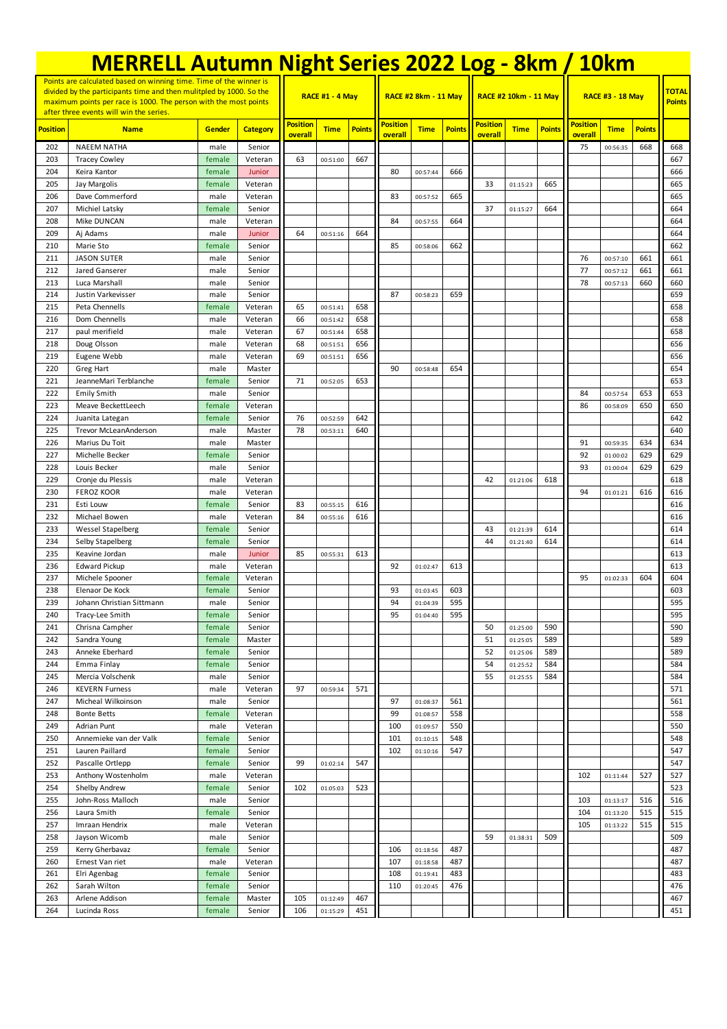# MERRELL Autumn Night Series 2022 Log - 8km / 10km

| Points are calculated based on winning time. Time of the winner is divided by the participants time and then mulitpled by 1000. So the maximum points per race is 1000. The person with the most points after three events will win the series. | | | | RACE #1 - 4 May | | | RACE #2 8km - 11 May | | | RACE #2 10km - 11 May | | | RACE #3 - 18 May | | | TOTAL Points |
|---|---|---|---|---|---|---|---|---|---|---|---|---|---|---|---|---|
| Position | Name | Gender | Category | Position overall | Time | Points | Position overall | Time | Points | Position overall | Time | Points | Position overall | Time | Points | |
| 202 | NAEEM NATHA | male | Senior | | | | | | | | | | 75 | 00:56:35 | 668 | 668 |
| 203 | Tracey Cowley | female | Veteran | 63 | 00:51:00 | 667 | | | | | | | | | | 667 |
| 204 | Keira Kantor | female | Junior | | | | 80 | 00:57:44 | 666 | | | | | | | 666 |
| 205 | Jay Margolis | female | Veteran | | | | | | | 33 | 01:15:23 | 665 | | | | 665 |
| 206 | Dave Commerford | male | Veteran | | | | 83 | 00:57:52 | 665 | | | | | | | 665 |
| 207 | Michiel Latsky | female | Senior | | | | | | | 37 | 01:15:27 | 664 | | | | 664 |
| 208 | Mike DUNCAN | male | Veteran | | | | 84 | 00:57:55 | 664 | | | | | | | 664 |
| 209 | Aj Adams | male | Junior | 64 | 00:51:16 | 664 | | | | | | | | | | 664 |
| 210 | Marie Sto | female | Senior | | | | 85 | 00:58:06 | 662 | | | | | | | 662 |
| 211 | JASON SUTER | male | Senior | | | | | | | | | | 76 | 00:57:10 | 661 | 661 |
| 212 | Jared Ganserer | male | Senior | | | | | | | | | | 77 | 00:57:12 | 661 | 661 |
| 213 | Luca Marshall | male | Senior | | | | | | | | | | 78 | 00:57:13 | 660 | 660 |
| 214 | Justin Varkevisser | male | Senior | | | | 87 | 00:58:23 | 659 | | | | | | | 659 |
| 215 | Peta Chennells | female | Veteran | 65 | 00:51:41 | 658 | | | | | | | | | | 658 |
| 216 | Dom Chennells | male | Veteran | 66 | 00:51:42 | 658 | | | | | | | | | | 658 |
| 217 | paul merifield | male | Veteran | 67 | 00:51:44 | 658 | | | | | | | | | | 658 |
| 218 | Doug Olsson | male | Veteran | 68 | 00:51:51 | 656 | | | | | | | | | | 656 |
| 219 | Eugene Webb | male | Veteran | 69 | 00:51:51 | 656 | | | | | | | | | | 656 |
| 220 | Greg Hart | male | Master | | | | 90 | 00:58:48 | 654 | | | | | | | 654 |
| 221 | JeanneMari Terblanche | female | Senior | 71 | 00:52:05 | 653 | | | | | | | | | | 653 |
| 222 | Emily Smith | male | Senior | | | | | | | | | | 84 | 00:57:54 | 653 | 653 |
| 223 | Meave BeckettLeech | female | Veteran | | | | | | | | | | 86 | 00:58:09 | 650 | 650 |
| 224 | Juanita Lategan | female | Senior | 76 | 00:52:59 | 642 | | | | | | | | | | 642 |
| 225 | Trevor McLeanAnderson | male | Master | 78 | 00:53:11 | 640 | | | | | | | | | | 640 |
| 226 | Marius Du Toit | male | Master | | | | | | | | | | 91 | 00:59:35 | 634 | 634 |
| 227 | Michelle Becker | female | Senior | | | | | | | | | | 92 | 01:00:02 | 629 | 629 |
| 228 | Louis Becker | male | Senior | | | | | | | | | | 93 | 01:00:04 | 629 | 629 |
| 229 | Cronje du Plessis | male | Veteran | | | | | | | 42 | 01:21:06 | 618 | | | | 618 |
| 230 | FEROZ KOOR | male | Veteran | | | | | | | | | | 94 | 01:01:21 | 616 | 616 |
| 231 | Esti Louw | female | Senior | 83 | 00:55:15 | 616 | | | | | | | | | | 616 |
| 232 | Michael Bowen | male | Veteran | 84 | 00:55:16 | 616 | | | | | | | | | | 616 |
| 233 | Wessel Stapelberg | female | Senior | | | | | | | 43 | 01:21:39 | 614 | | | | 614 |
| 234 | Selby Stapelberg | female | Senior | | | | | | | 44 | 01:21:40 | 614 | | | | 614 |
| 235 | Keavine Jordan | male | Junior | 85 | 00:55:31 | 613 | | | | | | | | | | 613 |
| 236 | Edward Pickup | male | Veteran | | | | 92 | 01:02:47 | 613 | | | | | | | 613 |
| 237 | Michele Spooner | female | Veteran | | | | | | | | | | 95 | 01:02:33 | 604 | 604 |
| 238 | Elenaor De Kock | female | Senior | | | | 93 | 01:03:45 | 603 | | | | | | | 603 |
| 239 | Johann Christian Sittmann | male | Senior | | | | 94 | 01:04:39 | 595 | | | | | | | 595 |
| 240 | Tracy-Lee Smith | female | Senior | | | | 95 | 01:04:40 | 595 | | | | | | | 595 |
| 241 | Chrisna Campher | female | Senior | | | | | | | 50 | 01:25:00 | 590 | | | | 590 |
| 242 | Sandra Young | female | Master | | | | | | | 51 | 01:25:05 | 589 | | | | 589 |
| 243 | Anneke Eberhard | female | Senior | | | | | | | 52 | 01:25:06 | 589 | | | | 589 |
| 244 | Emma Finlay | female | Senior | | | | | | | 54 | 01:25:52 | 584 | | | | 584 |
| 245 | Mercia Volschenk | male | Senior | | | | | | | 55 | 01:25:55 | 584 | | | | 584 |
| 246 | KEVERN Furness | male | Veteran | 97 | 00:59:34 | 571 | | | | | | | | | | 571 |
| 247 | Micheal Wilkoinson | male | Senior | | | | 97 | 01:08:37 | 561 | | | | | | | 561 |
| 248 | Bonte Betts | female | Veteran | | | | 99 | 01:08:57 | 558 | | | | | | | 558 |
| 249 | Adrian Punt | male | Veteran | | | | 100 | 01:09:57 | 550 | | | | | | | 550 |
| 250 | Annemieke van der Valk | female | Senior | | | | 101 | 01:10:15 | 548 | | | | | | | 548 |
| 251 | Lauren Paillard | female | Senior | | | | 102 | 01:10:16 | 547 | | | | | | | 547 |
| 252 | Pascalle Ortlepp | female | Senior | 99 | 01:02:14 | 547 | | | | | | | | | | 547 |
| 253 | Anthony Wostenholm | male | Veteran | | | | | | | | | | 102 | 01:11:44 | 527 | 527 |
| 254 | Shelby Andrew | female | Senior | 102 | 01:05:03 | 523 | | | | | | | | | | 523 |
| 255 | John-Ross Malloch | male | Senior | | | | | | | | | | 103 | 01:13:17 | 516 | 516 |
| 256 | Laura Smith | female | Senior | | | | | | | | | | 104 | 01:13:20 | 515 | 515 |
| 257 | Imraan Hendrix | male | Veteran | | | | | | | | | | 105 | 01:13:22 | 515 | 515 |
| 258 | Jayson Wicomb | male | Senior | | | | | | | 59 | 01:38:31 | 509 | | | | 509 |
| 259 | Kerry Gherbavaz | female | Senior | | | | 106 | 01:18:56 | 487 | | | | | | | 487 |
| 260 | Ernest Van riet | male | Veteran | | | | 107 | 01:18:58 | 487 | | | | | | | 487 |
| 261 | Elri Agenbag | female | Senior | | | | 108 | 01:19:41 | 483 | | | | | | | 483 |
| 262 | Sarah Wilton | female | Senior | | | | 110 | 01:20:45 | 476 | | | | | | | 476 |
| 263 | Arlene Addison | female | Master | 105 | 01:12:49 | 467 | | | | | | | | | | 467 |
| 264 | Lucinda Ross | female | Senior | 106 | 01:15:29 | 451 | | | | | | | | | | 451 |